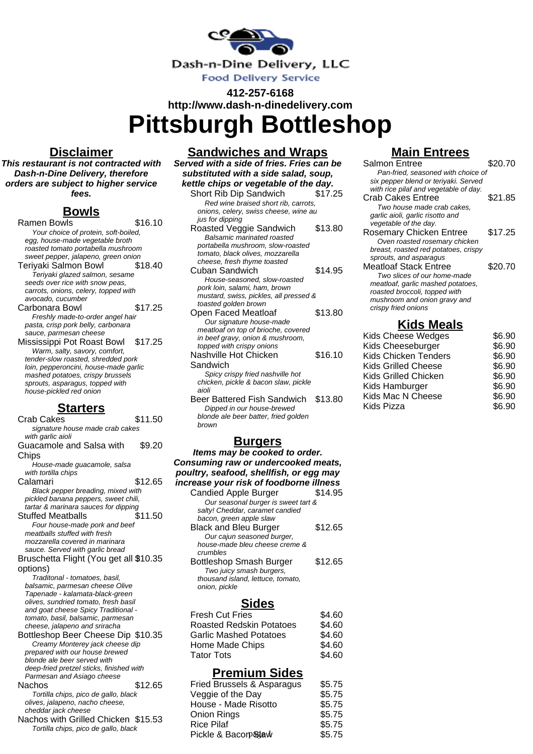Dash-n-Dine Delivery, LLC

Food Delivery Service

**412-257-6168**

**http://www.dash-n-dinedelivery.com**

# Pittsburgh Bottleshop

## Disclaimer

***This restaurant is not contracted with Dash-n-Dine Delivery, therefore orders are subject to higher service fees.***

## Bowls

Ramen Bowls $16.10
*Your choice of protein, soft-boiled, egg, house-made vegetable broth roasted tomato portabella mushroom sweet pepper, jalapeno, green onion*

Teriyaki Salmon Bowl $18.40
*Teriyaki glazed salmon, sesame seeds over rice with snow peas, carrots, onions, celery, topped with avocado, cucumber*

Carbonara Bowl $17.25
*Freshly made-to-order angel hair pasta, crisp pork belly, carbonara sauce, parmesan cheese*

Mississippi Pot Roast Bowl $17.25
*Warm, salty, savory, comfort, tender-slow roasted, shredded pork loin, pepperoncini, house-made garlic mashed potatoes, crispy brussels sprouts, asparagus, topped with house-pickled red onion*

## Starters

Crab Cakes $11.50
*signature house made crab cakes with garlic aioli*

Guacamole and Salsa with Chips $9.20
*House-made guacamole, salsa with tortilla chips*

Calamari $12.65
*Black pepper breading, mixed with pickled banana peppers, sweet chili, tartar & marinara sauces for dipping*

Stuffed Meatballs $11.50
*Four house-made pork and beef meatballs stuffed with fresh mozzarella covered in marinara sauce. Served with garlic bread*

Bruschetta Flight (You get all options) $10.35
*Traditonal - tomatoes, basil, balsamic, parmesan cheese Olive Tapenade - kalamata-black-green olives, sundried tomato, fresh basil and goat cheese Spicy Traditional - tomato, basil, balsamic, parmesan cheese, jalapeno and sriracha*

Bottleshop Beer Cheese Dip $10.35
*Creamy Monterey jack cheese dip prepared with our house brewed blonde ale beer served with deep-fried pretzel sticks, finished with Parmesan and Asiago cheese*

Nachos $12.65
*Tortilla chips, pico de gallo, black olives, jalapeno, nacho cheese, cheddar jack cheese*

Nachos with Grilled Chicken $15.53
*Tortilla chips, pico de gallo, black*

## Sandwiches and Wraps

***Served with a side of fries. Fries can be substituted with a side salad, soup, kettle chips or vegetable of the day.***

Short Rib Dip Sandwich $17.25
*Red wine braised short rib, carrots, onions, celery, swiss cheese, wine au jus for dipping*

Roasted Veggie Sandwich $13.80
*Balsamic marinated roasted portabella mushroom, slow-roasted tomato, black olives, mozzarella cheese, fresh thyme toasted*

Cuban Sandwich $14.95
*House-seasoned, slow-roasted pork loin, salami, ham, brown mustard, swiss, pickles, all pressed & toasted golden brown*

Open Faced Meatloaf $13.80
*Our signature house-made meatloaf on top of brioche, covered in beef gravy, onion & mushroom, topped with crispy onions*

Nashville Hot Chicken Sandwich $16.10
*Spicy crispy fried nashville hot chicken, pickle & bacon slaw, pickle aioli*

Beer Battered Fish Sandwich $13.80
*Dipped in our house-brewed blonde ale beer batter, fried golden brown*

## Burgers

***Items may be cooked to order. Consuming raw or undercooked meats, poultry, seafood, shellfish, or egg may increase your risk of foodborne illness***

Candied Apple Burger $14.95
*Our seasonal burger is sweet tart & salty! Cheddar, caramet candied bacon, green apple slaw*

Black and Bleu Burger $12.65
*Our cajun seasoned burger, house-made bleu cheese creme & crumbles*

Bottleshop Smash Burger $12.65
*Two juicy smash burgers, thousand island, lettuce, tomato, onion, pickle*

## Sides

| Item | Price |
|---|---|
| Fresh Cut Fries | $4.60 |
| Roasted Redskin Potatoes | $4.60 |
| Garlic Mashed Potatoes | $4.60 |
| Home Made Chips | $4.60 |
| Tator Tots | $4.60 |

## Premium Sides

| Item | Price |
|---|---|
| Fried Brussels & Asparagus | $5.75 |
| Veggie of the Day | $5.75 |
| House - Made Risotto | $5.75 |
| Onion Rings | $5.75 |
| Rice Pilaf | $5.75 |
| Pickle & Bacon Slaw | $5.75 |

## Main Entrees

Salmon Entree $20.70
*Pan-fried, seasoned with choice of six pepper blend or teriyaki. Served with rice pilaf and vegetable of day.*

Crab Cakes Entree $21.85
*Two house made crab cakes, garlic aioli, garlic risotto and vegetable of the day.*

Rosemary Chicken Entree $17.25
*Oven roasted rosemary chicken breast, roasted red potatoes, crispy sprouts, and asparagus*

Meatloaf Stack Entree $20.70
*Two slices of our home-made meatloaf, garlic mashed potatoes, roasted broccoli, topped with mushroom and onion gravy and crispy fried onions*

## Kids Meals

| Item | Price |
|---|---|
| Kids Cheese Wedges | $6.90 |
| Kids Cheeseburger | $6.90 |
| Kids Chicken Tenders | $6.90 |
| Kids Grilled Cheese | $6.90 |
| Kids Grilled Chicken | $6.90 |
| Kids Hamburger | $6.90 |
| Kids Mac N Cheese | $6.90 |
| Kids Pizza | $6.90 |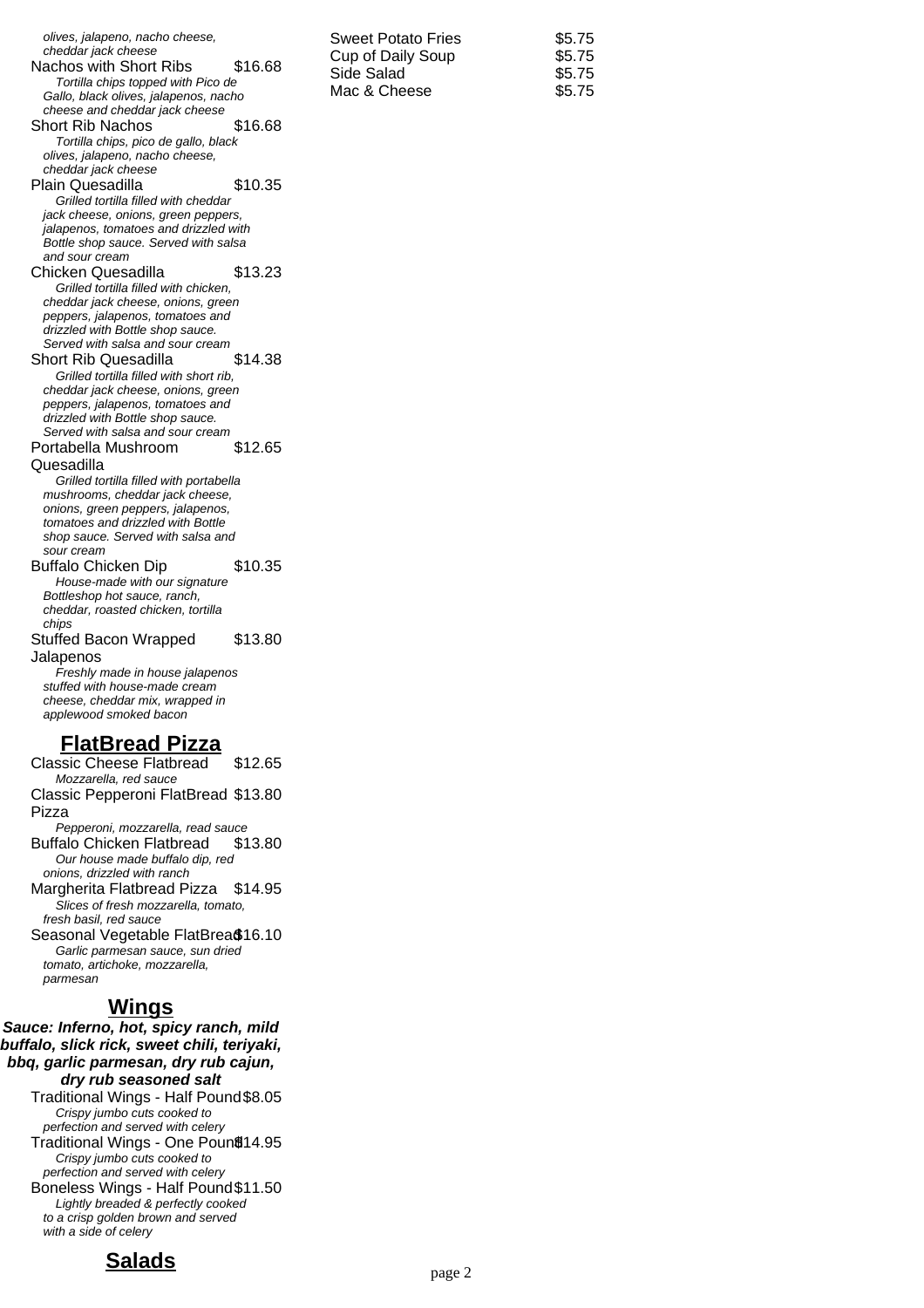*olives, jalapeno, nacho cheese, cheddar jack cheese*

Nachos with Short Ribs $16.68
*Tortilla chips topped with Pico de Gallo, black olives, jalapenos, nacho cheese and cheddar jack cheese*

Short Rib Nachos $16.68
*Tortilla chips, pico de gallo, black olives, jalapeno, nacho cheese, cheddar jack cheese*

Plain Quesadilla $10.35
*Grilled tortilla filled with cheddar jack cheese, onions, green peppers, jalapenos, tomatoes and drizzled with Bottle shop sauce. Served with salsa and sour cream*

Chicken Quesadilla $13.23
*Grilled tortilla filled with chicken, cheddar jack cheese, onions, green peppers, jalapenos, tomatoes and drizzled with Bottle shop sauce. Served with salsa and sour cream*

Short Rib Quesadilla $14.38
*Grilled tortilla filled with short rib, cheddar jack cheese, onions, green peppers, jalapenos, tomatoes and drizzled with Bottle shop sauce. Served with salsa and sour cream*

Portabella Mushroom Quesadilla $12.65
*Grilled tortilla filled with portabella mushrooms, cheddar jack cheese, onions, green peppers, jalapenos, tomatoes and drizzled with Bottle shop sauce. Served with salsa and sour cream*

Buffalo Chicken Dip $10.35
*House-made with our signature Bottleshop hot sauce, ranch, cheddar, roasted chicken, tortilla chips*

Stuffed Bacon Wrapped Jalapenos $13.80
*Freshly made in house jalapenos stuffed with house-made cream cheese, cheddar mix, wrapped in applewood smoked bacon*

## FlatBread Pizza

Classic Cheese Flatbread $12.65
*Mozzarella, red sauce*

Classic Pepperoni FlatBread Pizza $13.80
*Pepperoni, mozzarella, read sauce*

Buffalo Chicken Flatbread $13.80
*Our house made buffalo dip, red onions, drizzled with ranch*

Margherita Flatbread Pizza $14.95
*Slices of fresh mozzarella, tomato, fresh basil, red sauce*

Seasonal Vegetable FlatBread $16.10
*Garlic parmesan sauce, sun dried tomato, artichoke, mozzarella, parmesan*

## Wings

***Sauce: Inferno, hot, spicy ranch, mild buffalo, slick rick, sweet chili, teriyaki, bbq, garlic parmesan, dry rub cajun, dry rub seasoned salt***

Traditional Wings - Half Pound $8.05
*Crispy jumbo cuts cooked to perfection and served with celery*

Traditional Wings - One Pound $14.95
*Crispy jumbo cuts cooked to perfection and served with celery*

Boneless Wings - Half Pound $11.50
*Lightly breaded & perfectly cooked to a crisp golden brown and served with a side of celery*

## Salads

Sweet Potato Fries $5.75
Cup of Daily Soup $5.75
Side Salad $5.75
Mac & Cheese $5.75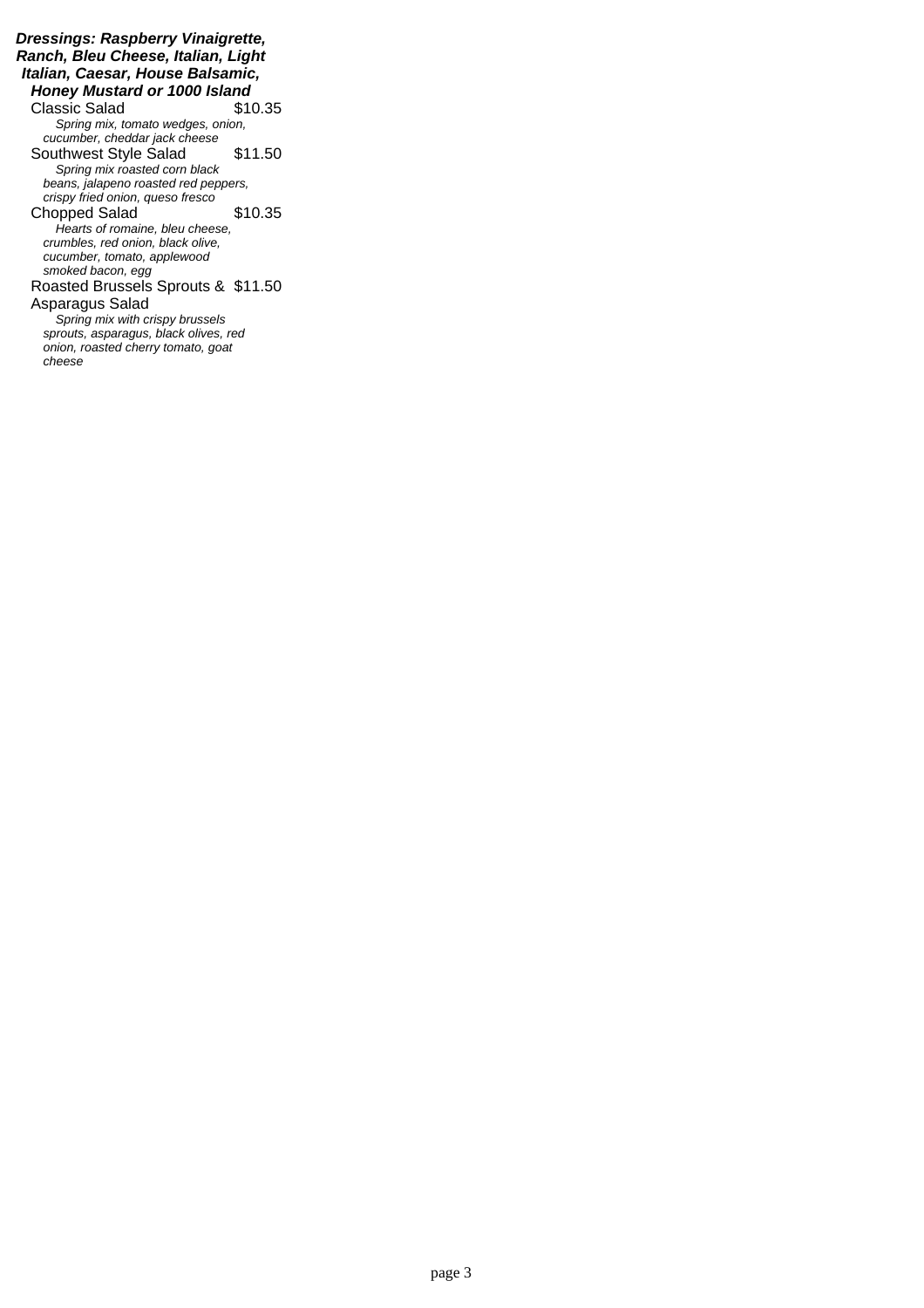***Dressings: Raspberry Vinaigrette, Ranch, Bleu Cheese, Italian, Light Italian, Caesar, House Balsamic, Honey Mustard or 1000 Island***

Classic Salad $10.35

*Spring mix, tomato wedges, onion, cucumber, cheddar jack cheese*

Southwest Style Salad $11.50

*Spring mix roasted corn black beans, jalapeno roasted red peppers, crispy fried onion, queso fresco*

Chopped Salad $10.35

*Hearts of romaine, bleu cheese, crumbles, red onion, black olive, cucumber, tomato, applewood smoked bacon, egg*

Roasted Brussels Sprouts & Asparagus Salad $11.50

*Spring mix with crispy brussels sprouts, asparagus, black olives, red onion, roasted cherry tomato, goat cheese*